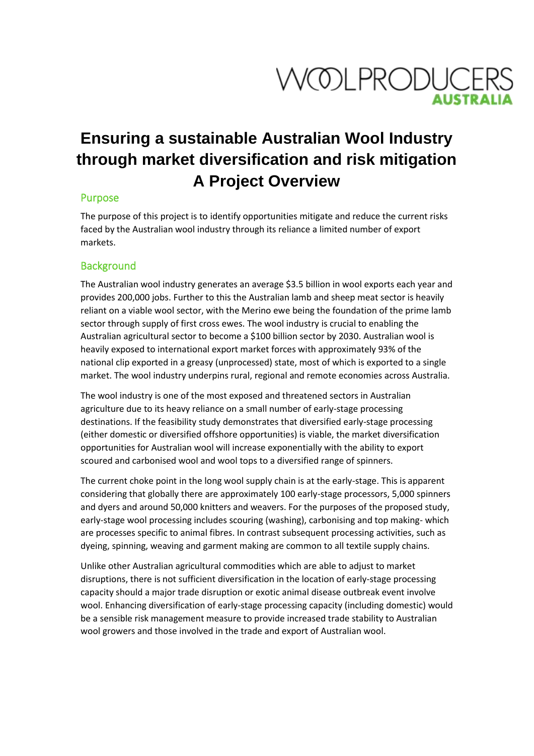WOOLPRODUCERS AUSTRALIA

# Ensuring a sustainable Australian Wool Industry through market diversification and risk mitigation A Project Overview

## Purpose

The purpose of this project is to identify opportunities mitigate and reduce the current risks faced by the Australian wool industry through its reliance a limited number of export markets.

## Background

The Australian wool industry generates an average $3.5 billion in wool exports each year and provides 200,000 jobs. Further to this the Australian lamb and sheep meat sector is heavily reliant on a viable wool sector, with the Merino ewe being the foundation of the prime lamb sector through supply of first cross ewes. The wool industry is crucial to enabling the Australian agricultural sector to become a $100 billion sector by 2030. Australian wool is heavily exposed to international export market forces with approximately 93% of the national clip exported in a greasy (unprocessed) state, most of which is exported to a single market. The wool industry underpins rural, regional and remote economies across Australia.

The wool industry is one of the most exposed and threatened sectors in Australian agriculture due to its heavy reliance on a small number of early-stage processing destinations. If the feasibility study demonstrates that diversified early-stage processing (either domestic or diversified offshore opportunities) is viable, the market diversification opportunities for Australian wool will increase exponentially with the ability to export scoured and carbonised wool and wool tops to a diversified range of spinners.

The current choke point in the long wool supply chain is at the early-stage. This is apparent considering that globally there are approximately 100 early-stage processors, 5,000 spinners and dyers and around 50,000 knitters and weavers. For the purposes of the proposed study, early-stage wool processing includes scouring (washing), carbonising and top making- which are processes specific to animal fibres. In contrast subsequent processing activities, such as dyeing, spinning, weaving and garment making are common to all textile supply chains.

Unlike other Australian agricultural commodities which are able to adjust to market disruptions, there is not sufficient diversification in the location of early-stage processing capacity should a major trade disruption or exotic animal disease outbreak event involve wool. Enhancing diversification of early-stage processing capacity (including domestic) would be a sensible risk management measure to provide increased trade stability to Australian wool growers and those involved in the trade and export of Australian wool.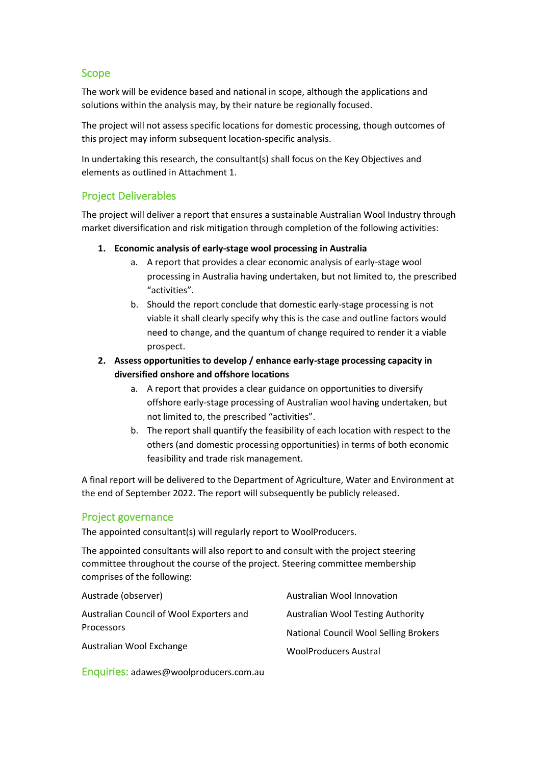## Scope

The work will be evidence based and national in scope, although the applications and solutions within the analysis may, by their nature be regionally focused.

The project will not assess specific locations for domestic processing, though outcomes of this project may inform subsequent location-specific analysis.

In undertaking this research, the consultant(s) shall focus on the Key Objectives and elements as outlined in Attachment 1.

## Project Deliverables

The project will deliver a report that ensures a sustainable Australian Wool Industry through market diversification and risk mitigation through completion of the following activities:

1. **Economic analysis of early-stage wool processing in Australia**
   a. A report that provides a clear economic analysis of early-stage wool processing in Australia having undertaken, but not limited to, the prescribed "activities".
   b. Should the report conclude that domestic early-stage processing is not viable it shall clearly specify why this is the case and outline factors would need to change, and the quantum of change required to render it a viable prospect.
2. **Assess opportunities to develop / enhance early-stage processing capacity in diversified onshore and offshore locations**
   a. A report that provides a clear guidance on opportunities to diversify offshore early-stage processing of Australian wool having undertaken, but not limited to, the prescribed "activities".
   b. The report shall quantify the feasibility of each location with respect to the others (and domestic processing opportunities) in terms of both economic feasibility and trade risk management.

A final report will be delivered to the Department of Agriculture, Water and Environment at the end of September 2022. The report will subsequently be publicly released.

## Project governance

The appointed consultant(s) will regularly report to WoolProducers.

The appointed consultants will also report to and consult with the project steering committee throughout the course of the project. Steering committee membership comprises of the following:

- Austrade (observer)
- Australian Council of Wool Exporters and Processors
- Australian Wool Exchange
- Australian Wool Innovation
- Australian Wool Testing Authority
- National Council Wool Selling Brokers
- WoolProducers Austral

**Enquiries:** adawes@woolproducers.com.au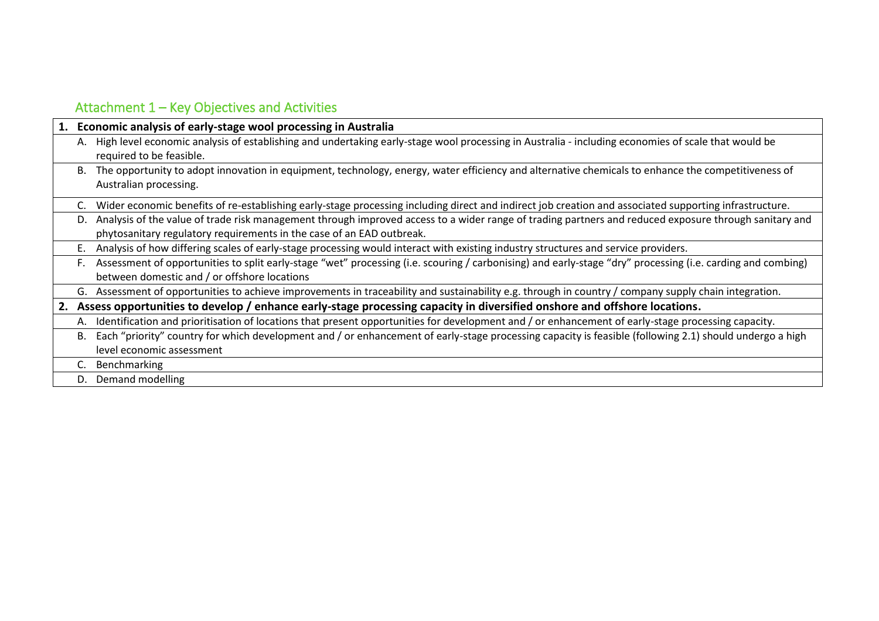## Attachment 1 – Key Objectives and Activities

| | |
|---|---|
| **1.** | **Economic analysis of early-stage wool processing in Australia** |
| A. | High level economic analysis of establishing and undertaking early-stage wool processing in Australia - including economies of scale that would be required to be feasible. |
| B. | The opportunity to adopt innovation in equipment, technology, energy, water efficiency and alternative chemicals to enhance the competitiveness of Australian processing. |
| C. | Wider economic benefits of re-establishing early-stage processing including direct and indirect job creation and associated supporting infrastructure. |
| D. | Analysis of the value of trade risk management through improved access to a wider range of trading partners and reduced exposure through sanitary and phytosanitary regulatory requirements in the case of an EAD outbreak. |
| E. | Analysis of how differing scales of early-stage processing would interact with existing industry structures and service providers. |
| F. | Assessment of opportunities to split early-stage "wet" processing (i.e. scouring / carbonising) and early-stage "dry" processing (i.e. carding and combing) between domestic and / or offshore locations |
| G. | Assessment of opportunities to achieve improvements in traceability and sustainability e.g. through in country / company supply chain integration. |
| **2.** | **Assess opportunities to develop / enhance early-stage processing capacity in diversified onshore and offshore locations.** |
| A. | Identification and prioritisation of locations that present opportunities for development and / or enhancement of early-stage processing capacity. |
| B. | Each "priority" country for which development and / or enhancement of early-stage processing capacity is feasible (following 2.1) should undergo a high level economic assessment |
| C. | Benchmarking |
| D. | Demand modelling |